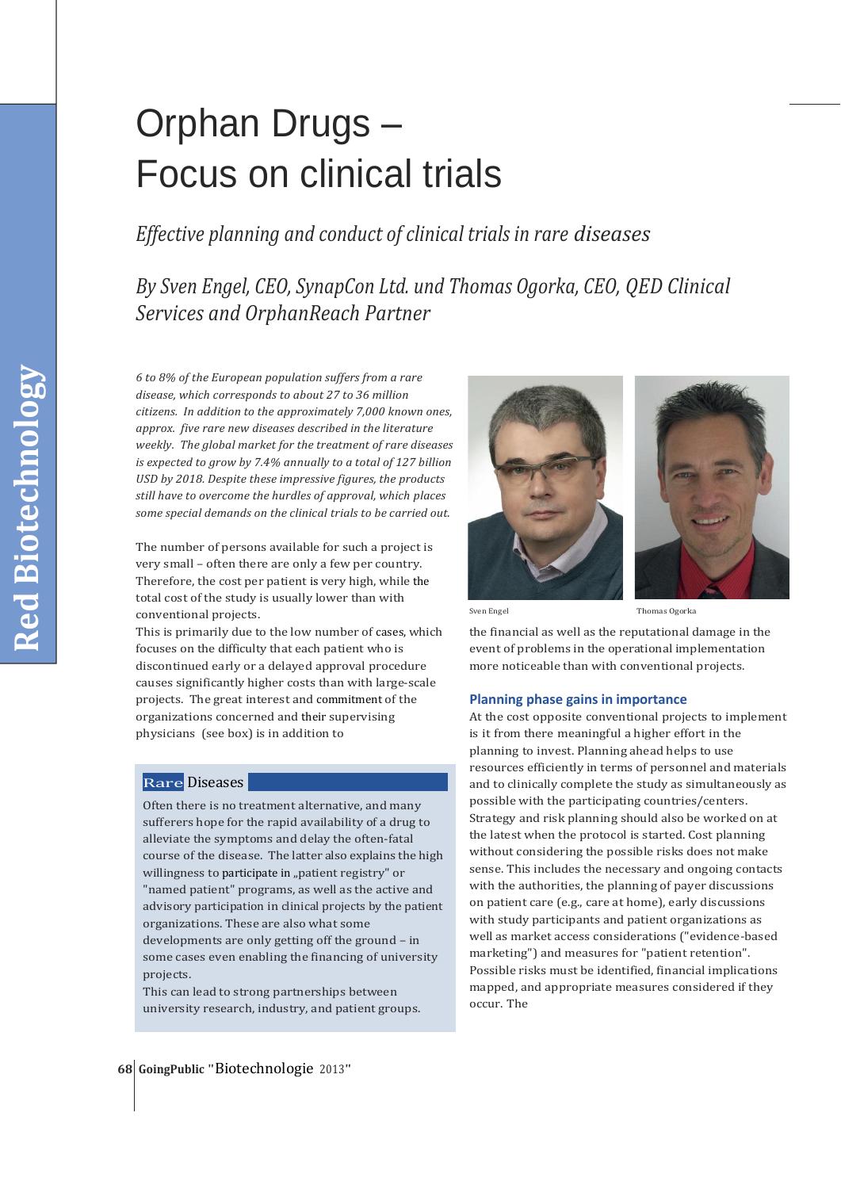# Orphan Drugs – Focus on clinical trials

*Effective planning and conduct of clinical trials in rare diseases*

*By Sven Engel, CEO, SynapCon Ltd. und Thomas Ogorka, CEO, QED Clinical Services and OrphanReach Partner*

*6 to 8% of the European population suffers from a rare disease, which corresponds to about 27 to 36 million citizens. In addition to the approximately 7,000 known ones, approx. five rare new diseases described in the literature weekly. The global market for the treatment of rare diseases is expected to grow by 7.4% annually to a total of 127 billion USD by 2018. Despite these impressive figures, the products still have to overcome the hurdles of approval, which places some special demands on the clinical trials to be carried out.*

The number of persons available for such a project is very small – often there are only a few per country. Therefore, the cost per patient is very high, while the total cost of the study is usually lower than with conventional projects.

This is primarily due to the low number of cases, which focuses on the difficulty that each patient who is discontinued early or a delayed approval procedure causes significantly higher costs than with large-scale projects. The great interest and commitment of the organizations concerned and their supervising physicians (see box) is in addition to

Sven Engel

Thomas Ogorka

the financial as well as the reputational damage in the event of problems in the operational implementation more noticeable than with conventional projects.

> **Rare Diseases**
>
> Often there is no treatment alternative, and many sufferers hope for the rapid availability of a drug to alleviate the symptoms and delay the often-fatal course of the disease. The latter also explains the high willingness to participate in „patient registry" or "named patient" programs, as well as the active and advisory participation in clinical projects by the patient organizations. These are also what some developments are only getting off the ground – in some cases even enabling the financing of university projects.
>
> This can lead to strong partnerships between university research, industry, and patient groups.

## Planning phase gains in importance

At the cost opposite conventional projects to implement is it from there meaningful a higher effort in the planning to invest. Planning ahead helps to use resources efficiently in terms of personnel and materials and to clinically complete the study as simultaneously as possible with the participating countries/centers. Strategy and risk planning should also be worked on at the latest when the protocol is started. Cost planning without considering the possible risks does not make sense. This includes the necessary and ongoing contacts with the authorities, the planning of payer discussions on patient care (e.g., care at home), early discussions with study participants and patient organizations as well as market access considerations ("evidence-based marketing") and measures for "patient retention". Possible risks must be identified, financial implications mapped, and appropriate measures considered if they occur. The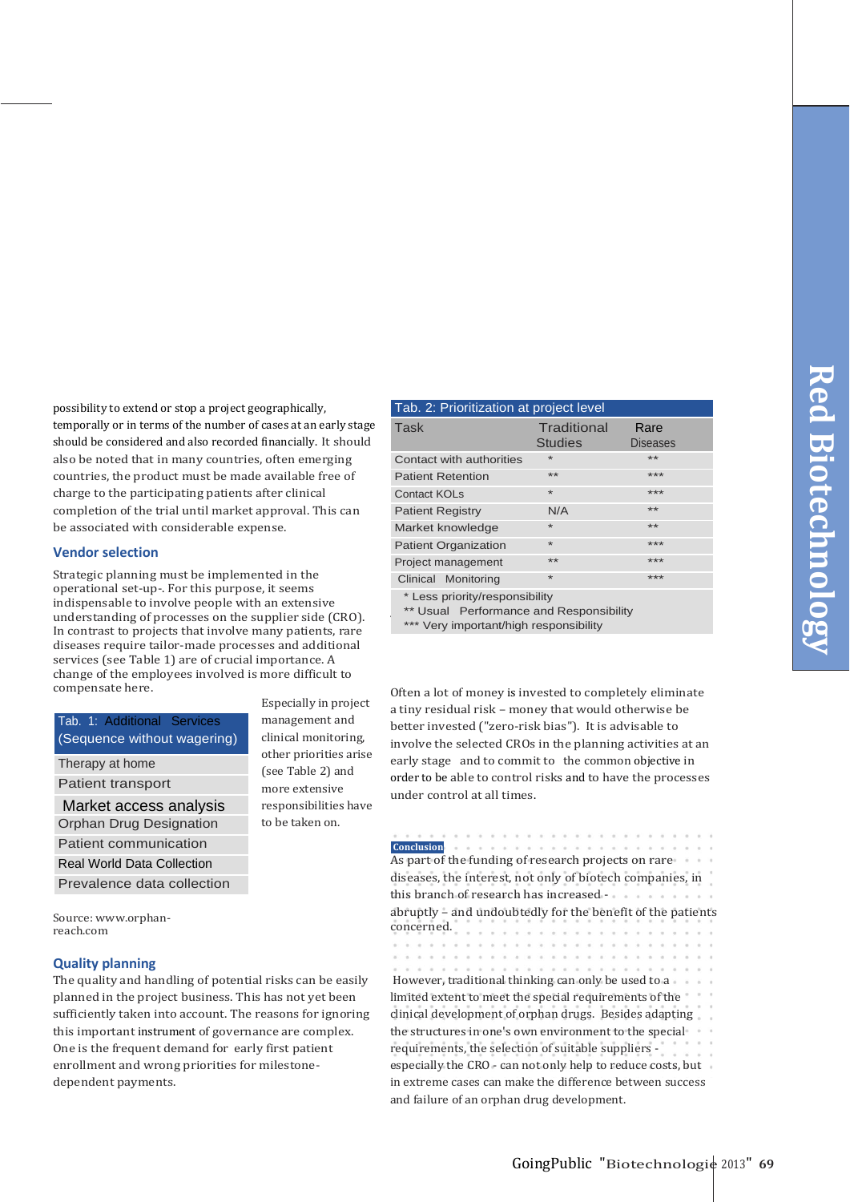possibility to extend or stop a project geographically, temporally or in terms of the number of cases at an early stage should be considered and also recorded financially. It should also be noted that in many countries, often emerging countries, the product must be made available free of charge to the participating patients after clinical completion of the trial until market approval. This can be associated with considerable expense.

## Vendor selection

Strategic planning must be implemented in the operational set-up-. For this purpose, it seems indispensable to involve people with an extensive understanding of processes on the supplier side (CRO). In contrast to projects that involve many patients, rare diseases require tailor-made processes and additional services (see Table 1) are of crucial importance. A change of the employees involved is more difficult to compensate here.

| Tab. 1: Additional Services (Sequence without wagering) |
|---|
| Therapy at home |
| Patient transport |
| Market access analysis |
| Orphan Drug Designation |
| Patient communication |
| Real World Data Collection |
| Prevalence data collection |

Source: www.orphan-reach.com

Especially in project management and clinical monitoring, other priorities arise (see Table 2) and more extensive responsibilities have to be taken on.

## Quality planning

The quality and handling of potential risks can be easily planned in the project business. This has not yet been sufficiently taken into account. The reasons for ignoring this important instrument of governance are complex. One is the frequent demand for early first patient enrollment and wrong priorities for milestone-dependent payments.

Tab. 2: Prioritization at project level

| Task | Traditional Studies | Rare Diseases |
|---|---|---|
| Contact with authorities | * | ** |
| Patient Retention | ** | *** |
| Contact KOLs | * | *** |
| Patient Registry | N/A | ** |
| Market knowledge | * | ** |
| Patient Organization | * | *** |
| Project management | ** | *** |
| Clinical Monitoring | * | *** |

\* Less priority/responsibility
\** Usual Performance and Responsibility
\*** Very important/high responsibility

Often a lot of money is invested to completely eliminate a tiny residual risk – money that would otherwise be better invested ("zero-risk bias"). It is advisable to involve the selected CROs in the planning activities at an early stage and to commit to the common objective in order to be able to control risks and to have the processes under control at all times.

**Conclusion**

As part of the funding of research projects on rare diseases, the interest, not only of biotech companies, in this branch of research has increased - abruptly – and undoubtedly for the benefit of the patients concerned.

However, traditional thinking can only be used to a limited extent to meet the special requirements of the clinical development of orphan drugs. Besides adapting the structures in one's own environment to the special requirements, the selection of suitable suppliers - especially the CRO - can not only help to reduce costs, but in extreme cases can make the difference between success and failure of an orphan drug development.